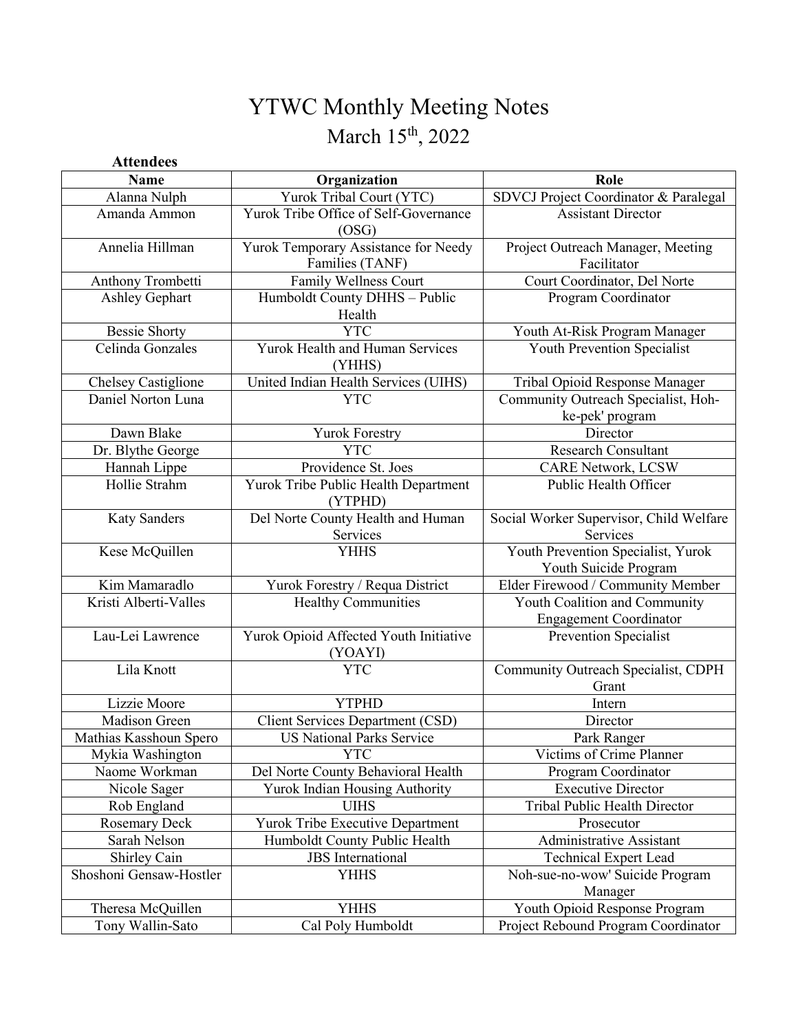# YTWC Monthly Meeting Notes

## March 15th, 2022

**Attendees**

| Name | Organization | Role |
|---|---|---|
| Alanna Nulph | Yurok Tribal Court (YTC) | SDVCJ Project Coordinator & Paralegal |
| Amanda Ammon | Yurok Tribe Office of Self-Governance (OSG) | Assistant Director |
| Annelia Hillman | Yurok Temporary Assistance for Needy Families (TANF) | Project Outreach Manager, Meeting Facilitator |
| Anthony Trombetti | Family Wellness Court | Court Coordinator, Del Norte |
| Ashley Gephart | Humboldt County DHHS – Public Health | Program Coordinator |
| Bessie Shorty | YTC | Youth At-Risk Program Manager |
| Celinda Gonzales | Yurok Health and Human Services (YHHS) | Youth Prevention Specialist |
| Chelsey Castiglione | United Indian Health Services (UIHS) | Tribal Opioid Response Manager |
| Daniel Norton Luna | YTC | Community Outreach Specialist, Hoh-ke-pek' program |
| Dawn Blake | Yurok Forestry | Director |
| Dr. Blythe George | YTC | Research Consultant |
| Hannah Lippe | Providence St. Joes | CARE Network, LCSW |
| Hollie Strahm | Yurok Tribe Public Health Department (YTPHD) | Public Health Officer |
| Katy Sanders | Del Norte County Health and Human Services | Social Worker Supervisor, Child Welfare Services |
| Kese McQuillen | YHHS | Youth Prevention Specialist, Yurok Youth Suicide Program |
| Kim Mamaradlo | Yurok Forestry / Requa District | Elder Firewood / Community Member |
| Kristi Alberti-Valles | Healthy Communities | Youth Coalition and Community Engagement Coordinator |
| Lau-Lei Lawrence | Yurok Opioid Affected Youth Initiative (YOAYI) | Prevention Specialist |
| Lila Knott | YTC | Community Outreach Specialist, CDPH Grant |
| Lizzie Moore | YTPHD | Intern |
| Madison Green | Client Services Department (CSD) | Director |
| Mathias Kasshoun Spero | US National Parks Service | Park Ranger |
| Mykia Washington | YTC | Victims of Crime Planner |
| Naome Workman | Del Norte County Behavioral Health | Program Coordinator |
| Nicole Sager | Yurok Indian Housing Authority | Executive Director |
| Rob England | UIHS | Tribal Public Health Director |
| Rosemary Deck | Yurok Tribe Executive Department | Prosecutor |
| Sarah Nelson | Humboldt County Public Health | Administrative Assistant |
| Shirley Cain | JBS International | Technical Expert Lead |
| Shoshoni Gensaw-Hostler | YHHS | Noh-sue-no-wow' Suicide Program Manager |
| Theresa McQuillen | YHHS | Youth Opioid Response Program |
| Tony Wallin-Sato | Cal Poly Humboldt | Project Rebound Program Coordinator |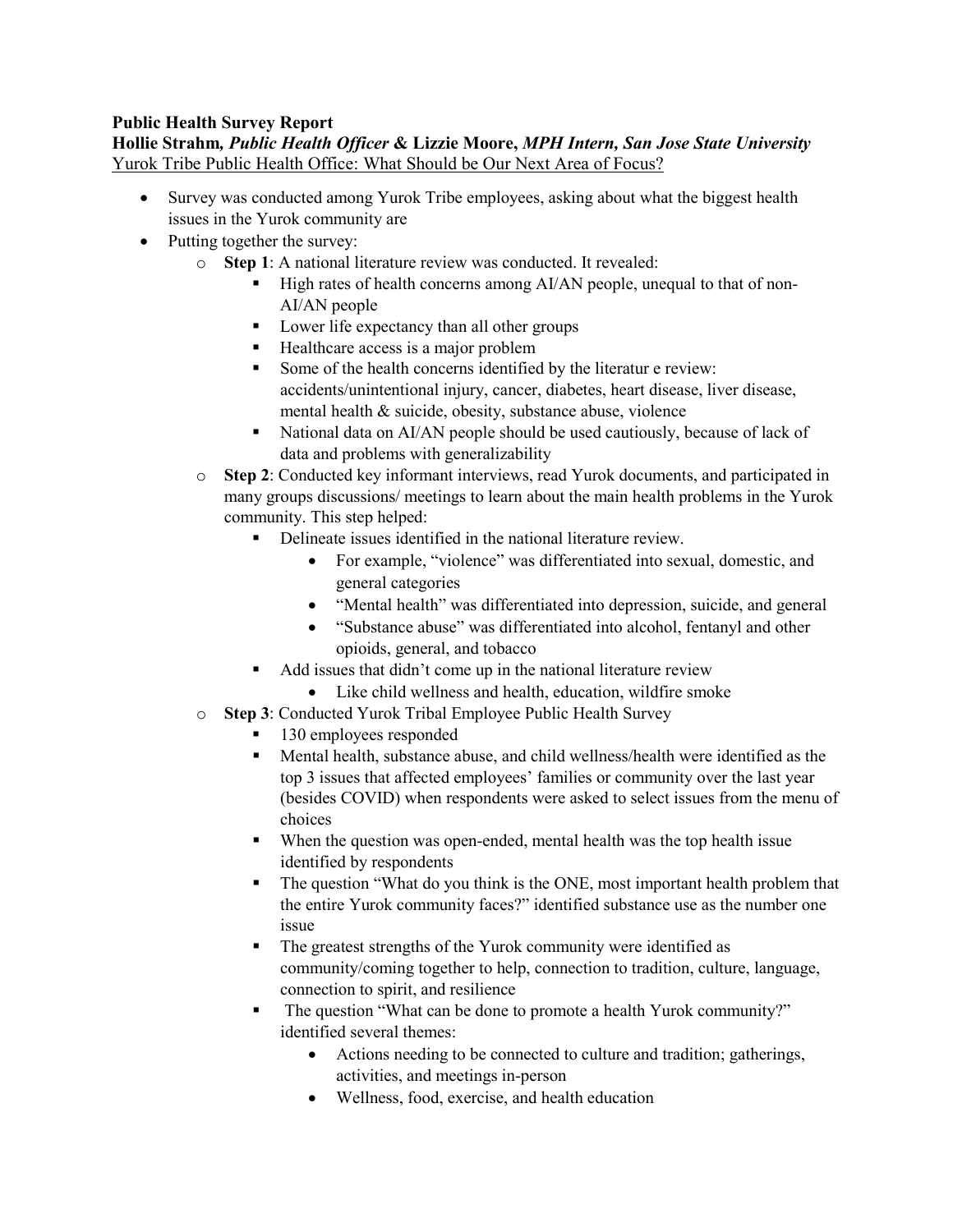**Public Health Survey Report**

**Hollie Strahm, *Public Health Officer* & Lizzie Moore, *MPH Intern, San Jose State University***

Yurok Tribe Public Health Office: What Should be Our Next Area of Focus?

- Survey was conducted among Yurok Tribe employees, asking about what the biggest health issues in the Yurok community are
- Putting together the survey:
  - **Step 1**: A national literature review was conducted. It revealed:
    - High rates of health concerns among AI/AN people, unequal to that of non-AI/AN people
    - Lower life expectancy than all other groups
    - Healthcare access is a major problem
    - Some of the health concerns identified by the literatur e review: accidents/unintentional injury, cancer, diabetes, heart disease, liver disease, mental health & suicide, obesity, substance abuse, violence
    - National data on AI/AN people should be used cautiously, because of lack of data and problems with generalizability
  - **Step 2**: Conducted key informant interviews, read Yurok documents, and participated in many groups discussions/ meetings to learn about the main health problems in the Yurok community. This step helped:
    - Delineate issues identified in the national literature review.
      - For example, "violence" was differentiated into sexual, domestic, and general categories
      - "Mental health" was differentiated into depression, suicide, and general
      - "Substance abuse" was differentiated into alcohol, fentanyl and other opioids, general, and tobacco
    - Add issues that didn't come up in the national literature review
      - Like child wellness and health, education, wildfire smoke
  - **Step 3**: Conducted Yurok Tribal Employee Public Health Survey
    - 130 employees responded
    - Mental health, substance abuse, and child wellness/health were identified as the top 3 issues that affected employees' families or community over the last year (besides COVID) when respondents were asked to select issues from the menu of choices
    - When the question was open-ended, mental health was the top health issue identified by respondents
    - The question "What do you think is the ONE, most important health problem that the entire Yurok community faces?" identified substance use as the number one issue
    - The greatest strengths of the Yurok community were identified as community/coming together to help, connection to tradition, culture, language, connection to spirit, and resilience
    - The question "What can be done to promote a health Yurok community?" identified several themes:
      - Actions needing to be connected to culture and tradition; gatherings, activities, and meetings in-person
      - Wellness, food, exercise, and health education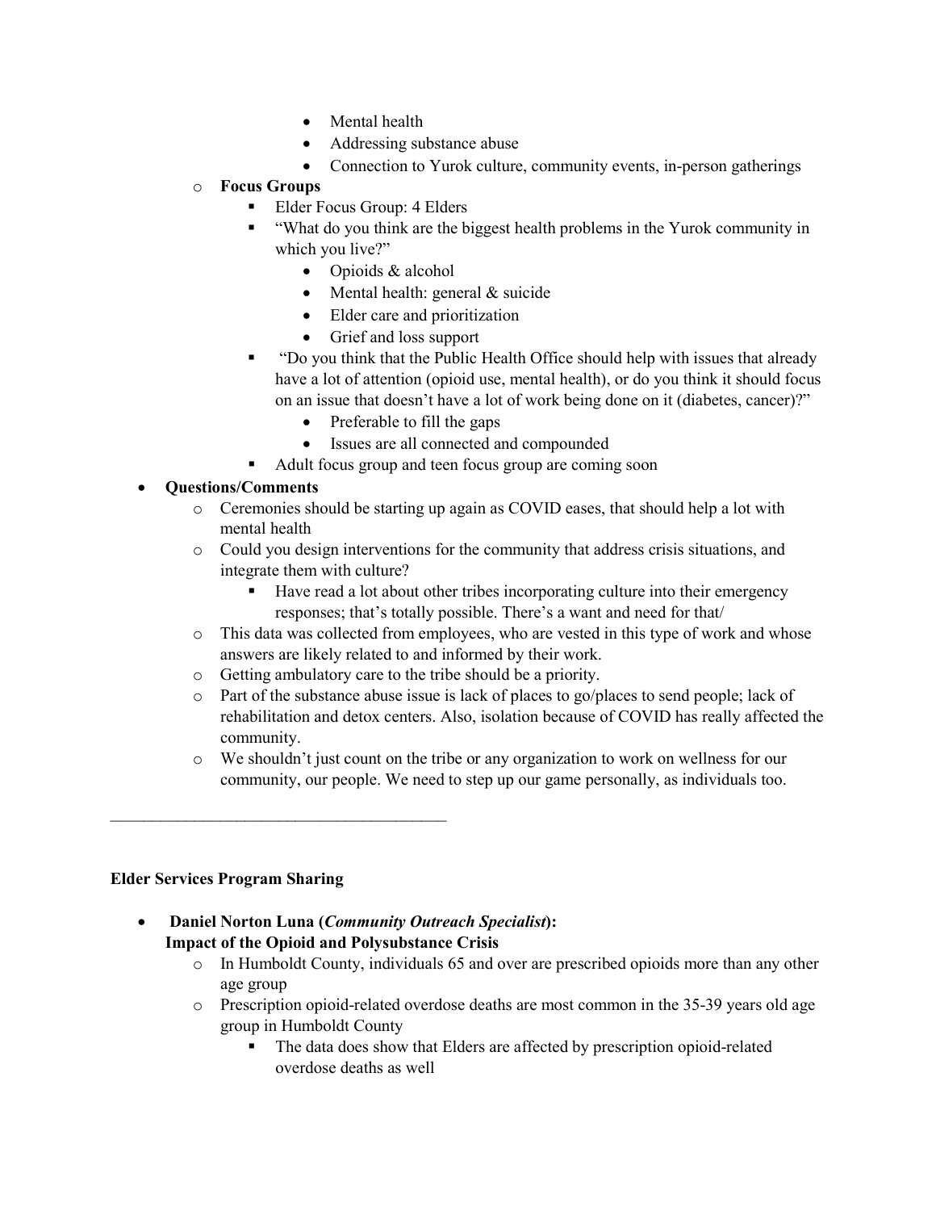- Mental health
        - Addressing substance abuse
        - Connection to Yurok culture, community events, in-person gatherings
  - **Focus Groups**
    - Elder Focus Group: 4 Elders
    - "What do you think are the biggest health problems in the Yurok community in which you live?"
      - Opioids & alcohol
      - Mental health: general & suicide
      - Elder care and prioritization
      - Grief and loss support
    - "Do you think that the Public Health Office should help with issues that already have a lot of attention (opioid use, mental health), or do you think it should focus on an issue that doesn't have a lot of work being done on it (diabetes, cancer)?"
      - Preferable to fill the gaps
      - Issues are all connected and compounded
    - Adult focus group and teen focus group are coming soon
- **Questions/Comments**
  - Ceremonies should be starting up again as COVID eases, that should help a lot with mental health
  - Could you design interventions for the community that address crisis situations, and integrate them with culture?
    - Have read a lot about other tribes incorporating culture into their emergency responses; that's totally possible. There's a want and need for that/
  - This data was collected from employees, who are vested in this type of work and whose answers are likely related to and informed by their work.
  - Getting ambulatory care to the tribe should be a priority.
  - Part of the substance abuse issue is lack of places to go/places to send people; lack of rehabilitation and detox centers. Also, isolation because of COVID has really affected the community.
  - We shouldn't just count on the tribe or any organization to work on wellness for our community, our people. We need to step up our game personally, as individuals too.

---

**Elder Services Program Sharing**

- **Daniel Norton Luna (*Community Outreach Specialist*):**
  **Impact of the Opioid and Polysubstance Crisis**
  - In Humboldt County, individuals 65 and over are prescribed opioids more than any other age group
  - Prescription opioid-related overdose deaths are most common in the 35-39 years old age group in Humboldt County
    - The data does show that Elders are affected by prescription opioid-related overdose deaths as well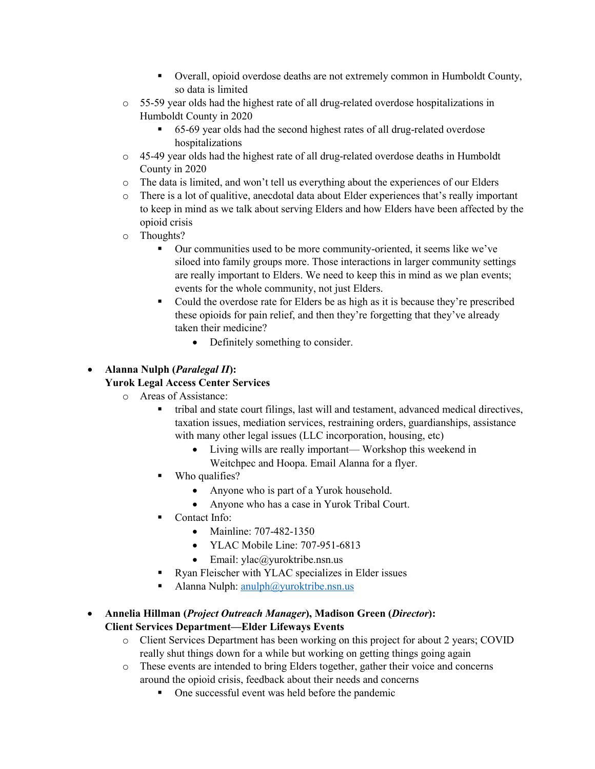- Overall, opioid overdose deaths are not extremely common in Humboldt County, so data is limited
    - 55-59 year olds had the highest rate of all drug-related overdose hospitalizations in Humboldt County in 2020
        - 65-69 year olds had the second highest rates of all drug-related overdose hospitalizations
    - 45-49 year olds had the highest rate of all drug-related overdose deaths in Humboldt County in 2020
    - The data is limited, and won't tell us everything about the experiences of our Elders
    - There is a lot of qualitive, anecdotal data about Elder experiences that's really important to keep in mind as we talk about serving Elders and how Elders have been affected by the opioid crisis
    - Thoughts?
        - Our communities used to be more community-oriented, it seems like we've siloed into family groups more. Those interactions in larger community settings are really important to Elders. We need to keep this in mind as we plan events; events for the whole community, not just Elders.
        - Could the overdose rate for Elders be as high as it is because they're prescribed these opioids for pain relief, and then they're forgetting that they've already taken their medicine?
            - Definitely something to consider.

- **Alanna Nulph (*Paralegal II*):**
  **Yurok Legal Access Center Services**
    - Areas of Assistance:
        - tribal and state court filings, last will and testament, advanced medical directives, taxation issues, mediation services, restraining orders, guardianships, assistance with many other legal issues (LLC incorporation, housing, etc)
            - Living wills are really important— Workshop this weekend in Weitchpec and Hoopa. Email Alanna for a flyer.
        - Who qualifies?
            - Anyone who is part of a Yurok household.
            - Anyone who has a case in Yurok Tribal Court.
        - Contact Info:
            - Mainline: 707-482-1350
            - YLAC Mobile Line: 707-951-6813
            - Email: ylac@yuroktribe.nsn.us
        - Ryan Fleischer with YLAC specializes in Elder issues
        - Alanna Nulph: anulph@yuroktribe.nsn.us

- **Annelia Hillman (*Project Outreach Manager*), Madison Green (*Director*):**
  **Client Services Department—Elder Lifeways Events**
    - Client Services Department has been working on this project for about 2 years; COVID really shut things down for a while but working on getting things going again
    - These events are intended to bring Elders together, gather their voice and concerns around the opioid crisis, feedback about their needs and concerns
        - One successful event was held before the pandemic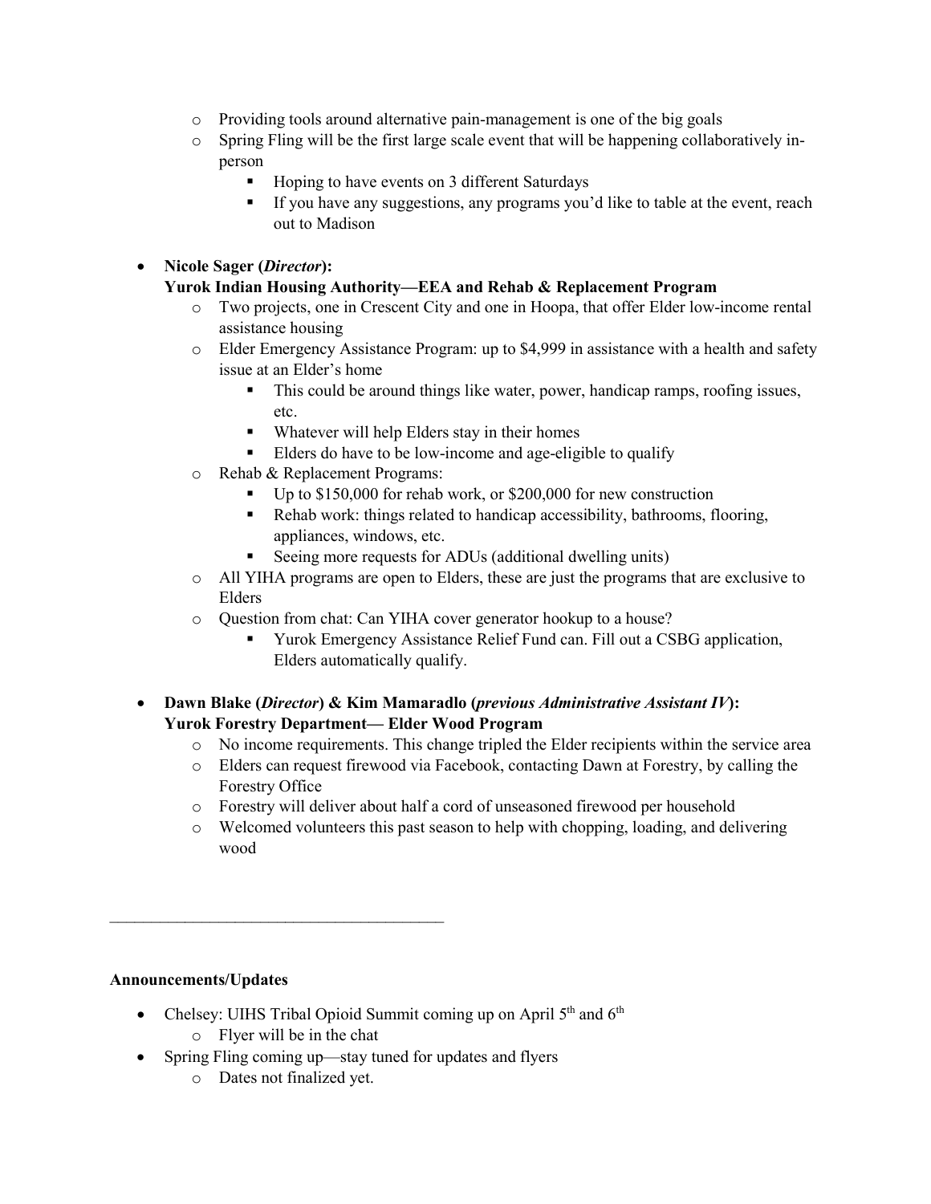- Providing tools around alternative pain-management is one of the big goals
    - Spring Fling will be the first large scale event that will be happening collaboratively in-person
        - Hoping to have events on 3 different Saturdays
        - If you have any suggestions, any programs you'd like to table at the event, reach out to Madison

- **Nicole Sager (*Director*):**
  **Yurok Indian Housing Authority—EEA and Rehab & Replacement Program**
    - Two projects, one in Crescent City and one in Hoopa, that offer Elder low-income rental assistance housing
    - Elder Emergency Assistance Program: up to $4,999 in assistance with a health and safety issue at an Elder's home
        - This could be around things like water, power, handicap ramps, roofing issues, etc.
        - Whatever will help Elders stay in their homes
        - Elders do have to be low-income and age-eligible to qualify
    - Rehab & Replacement Programs:
        - Up to $150,000 for rehab work, or $200,000 for new construction
        - Rehab work: things related to handicap accessibility, bathrooms, flooring, appliances, windows, etc.
        - Seeing more requests for ADUs (additional dwelling units)
    - All YIHA programs are open to Elders, these are just the programs that are exclusive to Elders
    - Question from chat: Can YIHA cover generator hookup to a house?
        - Yurok Emergency Assistance Relief Fund can. Fill out a CSBG application, Elders automatically qualify.

- **Dawn Blake (*Director*) & Kim Mamaradlo (*previous Administrative Assistant IV*):**
  **Yurok Forestry Department— Elder Wood Program**
    - No income requirements. This change tripled the Elder recipients within the service area
    - Elders can request firewood via Facebook, contacting Dawn at Forestry, by calling the Forestry Office
    - Forestry will deliver about half a cord of unseasoned firewood per household
    - Welcomed volunteers this past season to help with chopping, loading, and delivering wood

---

**Announcements/Updates**

- Chelsey: UIHS Tribal Opioid Summit coming up on April 5th and 6th
    - Flyer will be in the chat
- Spring Fling coming up—stay tuned for updates and flyers
    - Dates not finalized yet.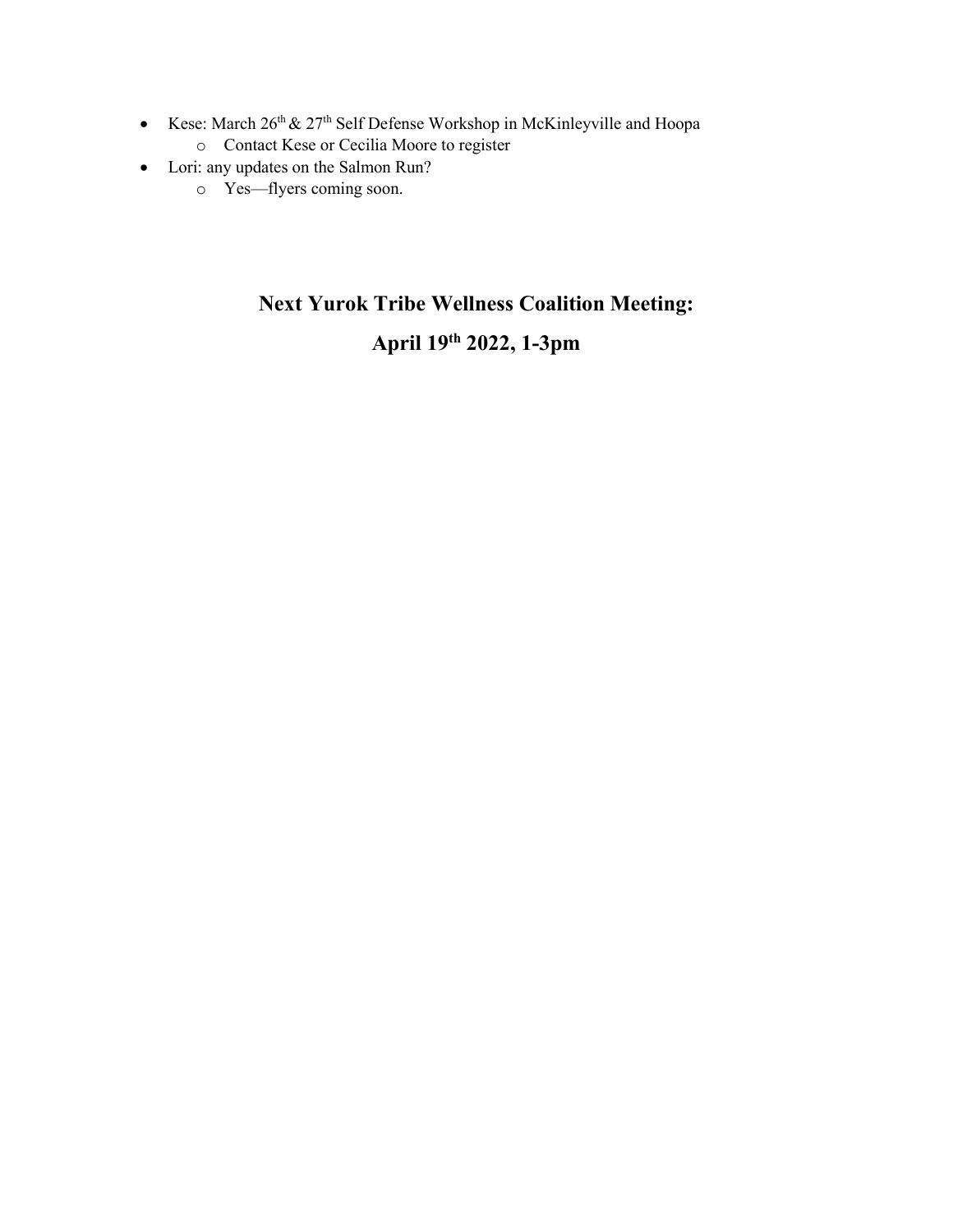- Kese: March 26th & 27th Self Defense Workshop in McKinleyville and Hoopa
  - Contact Kese or Cecilia Moore to register
- Lori: any updates on the Salmon Run?
  - Yes—flyers coming soon.

**Next Yurok Tribe Wellness Coalition Meeting:**

**April 19th 2022, 1-3pm**